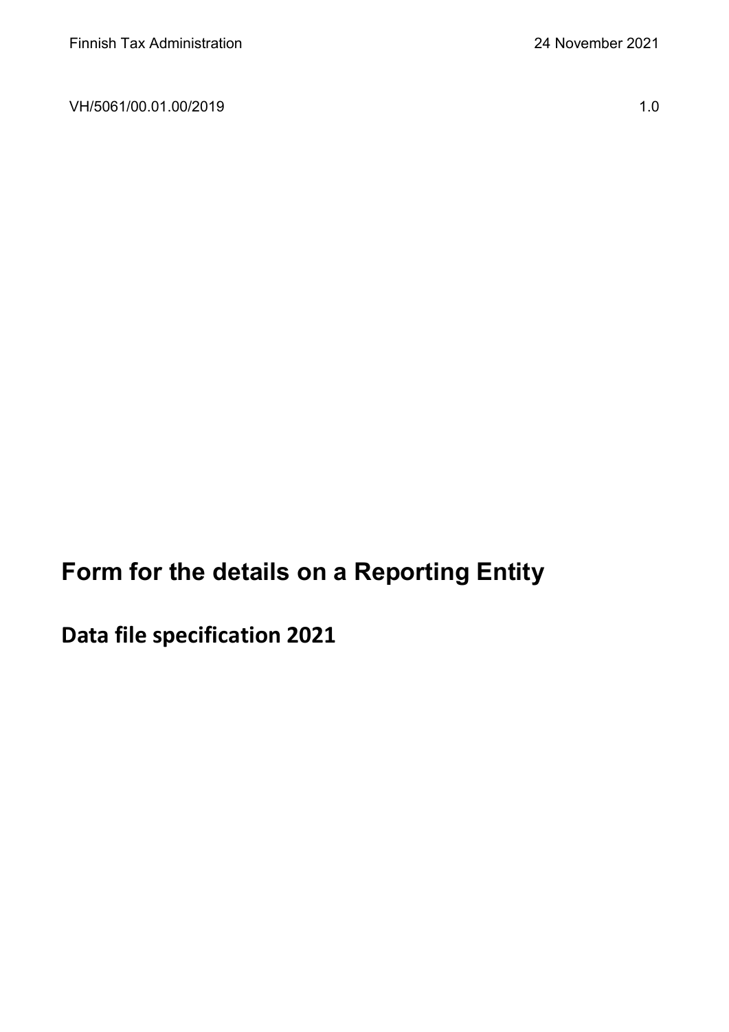Finnish Tax Administration 24 November 2021

VH/5061/00.01.00/2019 1.0

# Form for the details on a Reporting Entity

## Data file specification 2021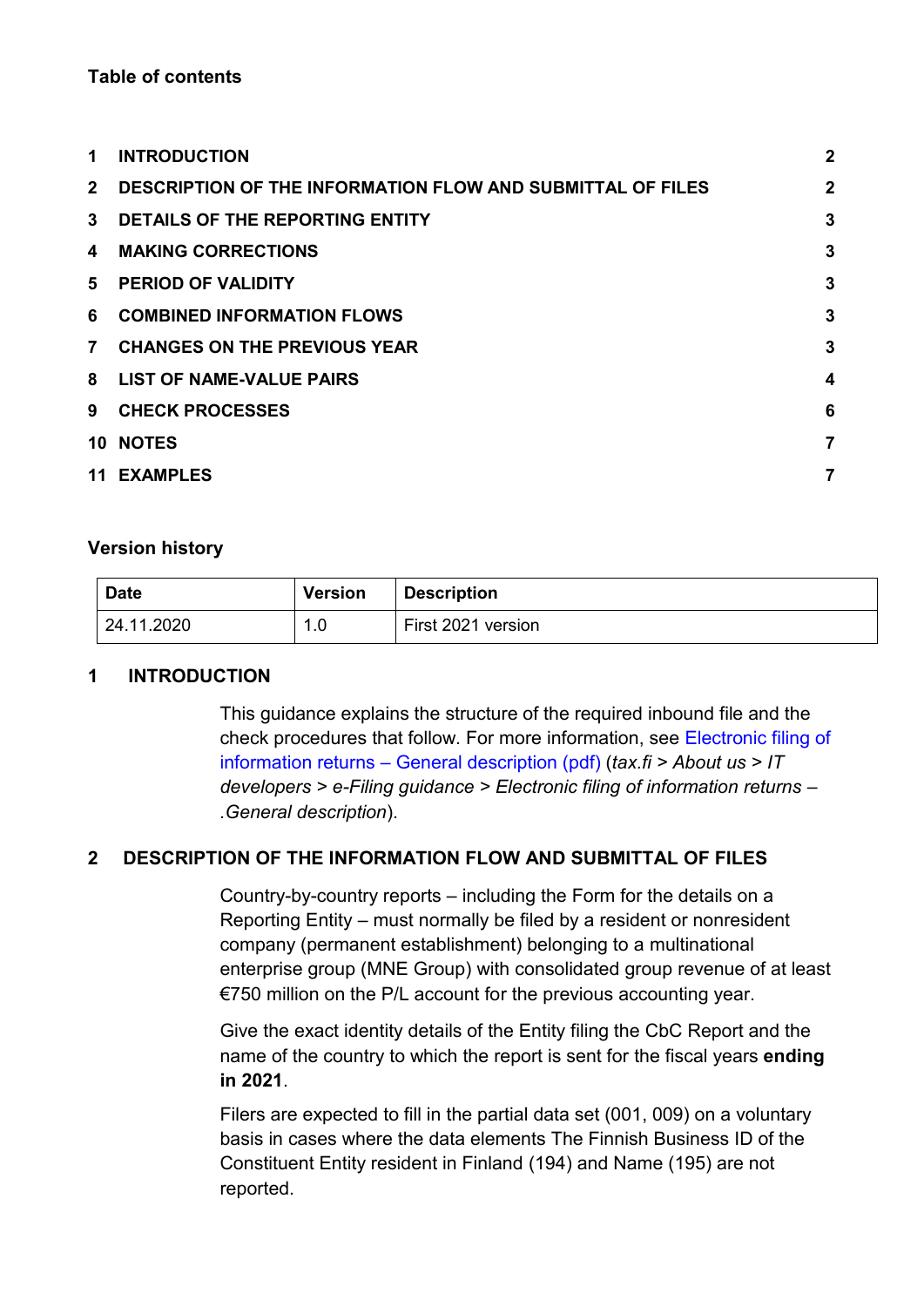**Table of contents**

| | | |
|---|---|---|
| 1 | INTRODUCTION | 2 |
| 2 | DESCRIPTION OF THE INFORMATION FLOW AND SUBMITTAL OF FILES | 2 |
| 3 | DETAILS OF THE REPORTING ENTITY | 3 |
| 4 | MAKING CORRECTIONS | 3 |
| 5 | PERIOD OF VALIDITY | 3 |
| 6 | COMBINED INFORMATION FLOWS | 3 |
| 7 | CHANGES ON THE PREVIOUS YEAR | 3 |
| 8 | LIST OF NAME-VALUE PAIRS | 4 |
| 9 | CHECK PROCESSES | 6 |
| 10 | NOTES | 7 |
| 11 | EXAMPLES | 7 |

**Version history**

| Date | Version | Description |
|---|---|---|
| 24.11.2020 | 1.0 | First 2021 version |

## 1 INTRODUCTION

This guidance explains the structure of the required inbound file and the check procedures that follow. For more information, see Electronic filing of information returns – General description (pdf) (*tax.fi* > *About us* > *IT developers* > *e-Filing guidance* > *Electronic filing of information returns – .General description*).

## 2 DESCRIPTION OF THE INFORMATION FLOW AND SUBMITTAL OF FILES

Country-by-country reports – including the Form for the details on a Reporting Entity – must normally be filed by a resident or nonresident company (permanent establishment) belonging to a multinational enterprise group (MNE Group) with consolidated group revenue of at least €750 million on the P/L account for the previous accounting year.

Give the exact identity details of the Entity filing the CbC Report and the name of the country to which the report is sent for the fiscal years **ending in 2021**.

Filers are expected to fill in the partial data set (001, 009) on a voluntary basis in cases where the data elements The Finnish Business ID of the Constituent Entity resident in Finland (194) and Name (195) are not reported.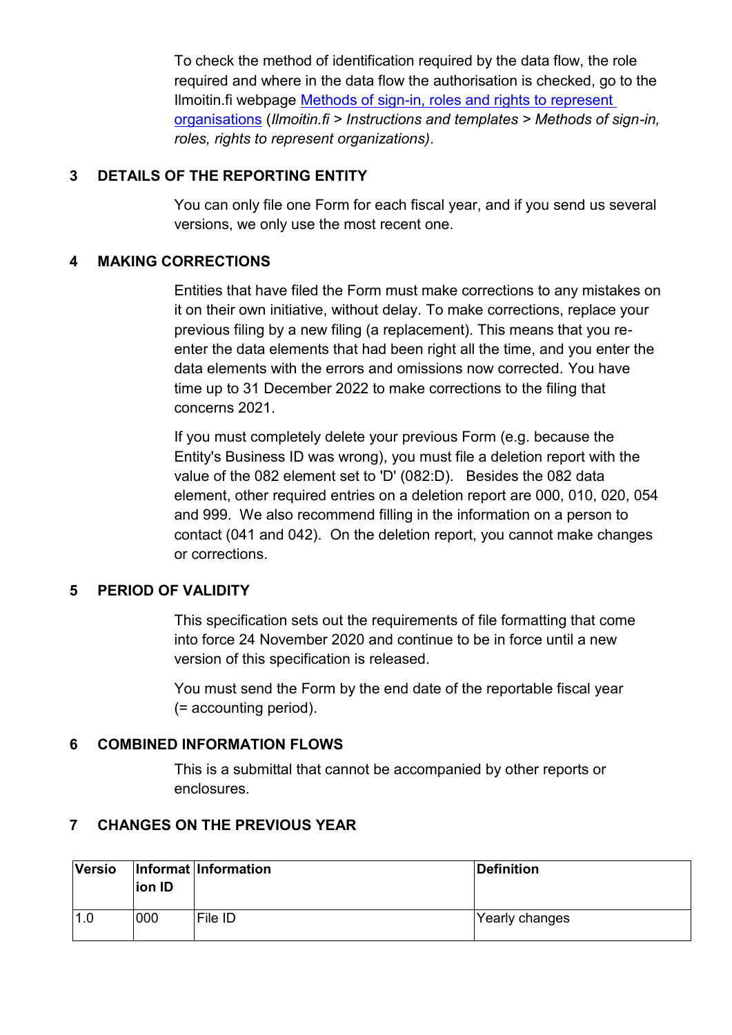To check the method of identification required by the data flow, the role required and where in the data flow the authorisation is checked, go to the Ilmoitin.fi webpage [Methods of sign-in, roles and rights to represent organisations](#) (*Ilmoitin.fi* > *Instructions and templates* > *Methods of sign-in, roles, rights to represent organizations)*.

## 3 DETAILS OF THE REPORTING ENTITY

You can only file one Form for each fiscal year, and if you send us several versions, we only use the most recent one.

## 4 MAKING CORRECTIONS

Entities that have filed the Form must make corrections to any mistakes on it on their own initiative, without delay. To make corrections, replace your previous filing by a new filing (a replacement). This means that you re-enter the data elements that had been right all the time, and you enter the data elements with the errors and omissions now corrected. You have time up to 31 December 2022 to make corrections to the filing that concerns 2021.

If you must completely delete your previous Form (e.g. because the Entity's Business ID was wrong), you must file a deletion report with the value of the 082 element set to 'D' (082:D). Besides the 082 data element, other required entries on a deletion report are 000, 010, 020, 054 and 999. We also recommend filling in the information on a person to contact (041 and 042). On the deletion report, you cannot make changes or corrections.

## 5 PERIOD OF VALIDITY

This specification sets out the requirements of file formatting that come into force 24 November 2020 and continue to be in force until a new version of this specification is released.

You must send the Form by the end date of the reportable fiscal year (= accounting period).

## 6 COMBINED INFORMATION FLOWS

This is a submittal that cannot be accompanied by other reports or enclosures.

## 7 CHANGES ON THE PREVIOUS YEAR

| Version | Information ID | Information | Definition |
|---|---|---|---|
| 1.0 | 000 | File ID | Yearly changes |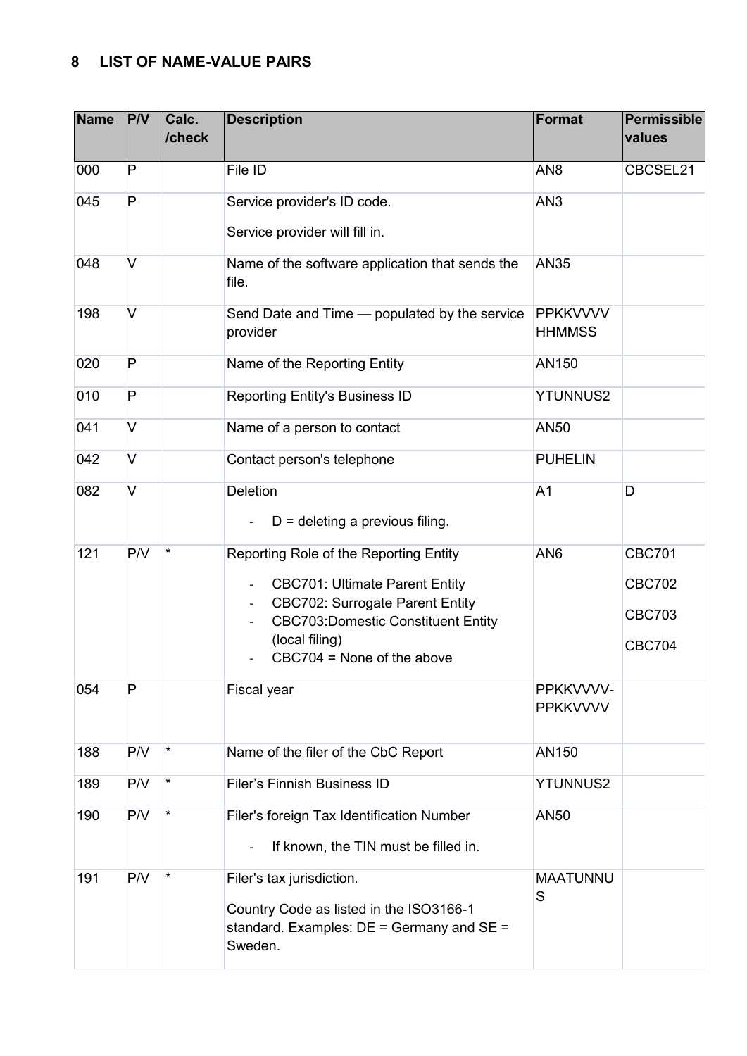## 8 LIST OF NAME-VALUE PAIRS

| Name | P/V | Calc. /check | Description | Format | Permissible values |
|---|---|---|---|---|---|
| 000 | P | | File ID | AN8 | CBCSEL21 |
| 045 | P | | Service provider's ID code.<br><br>Service provider will fill in. | AN3 | |
| 048 | V | | Name of the software application that sends the file. | AN35 | |
| 198 | V | | Send Date and Time — populated by the service provider | PPKKVVVV HHMMSS | |
| 020 | P | | Name of the Reporting Entity | AN150 | |
| 010 | P | | Reporting Entity's Business ID | YTUNNUS2 | |
| 041 | V | | Name of a person to contact | AN50 | |
| 042 | V | | Contact person's telephone | PUHELIN | |
| 082 | V | | Deletion<br><br>- D = deleting a previous filing. | A1 | D |
| 121 | P/V | * | Reporting Role of the Reporting Entity<br><br>- CBC701: Ultimate Parent Entity<br>- CBC702: Surrogate Parent Entity<br>- CBC703:Domestic Constituent Entity (local filing)<br>- CBC704 = None of the above | AN6 | CBC701<br><br>CBC702<br><br>CBC703<br><br>CBC704 |
| 054 | P | | Fiscal year | PPKKVVVV-PPKKVVVV | |
| 188 | P/V | * | Name of the filer of the CbC Report | AN150 | |
| 189 | P/V | * | Filer’s Finnish Business ID | YTUNNUS2 | |
| 190 | P/V | * | Filer's foreign Tax Identification Number<br><br>- If known, the TIN must be filled in. | AN50 | |
| 191 | P/V | * | Filer's tax jurisdiction.<br><br>Country Code as listed in the ISO3166-1 standard. Examples: DE = Germany and SE = Sweden. | MAATUNNUS | |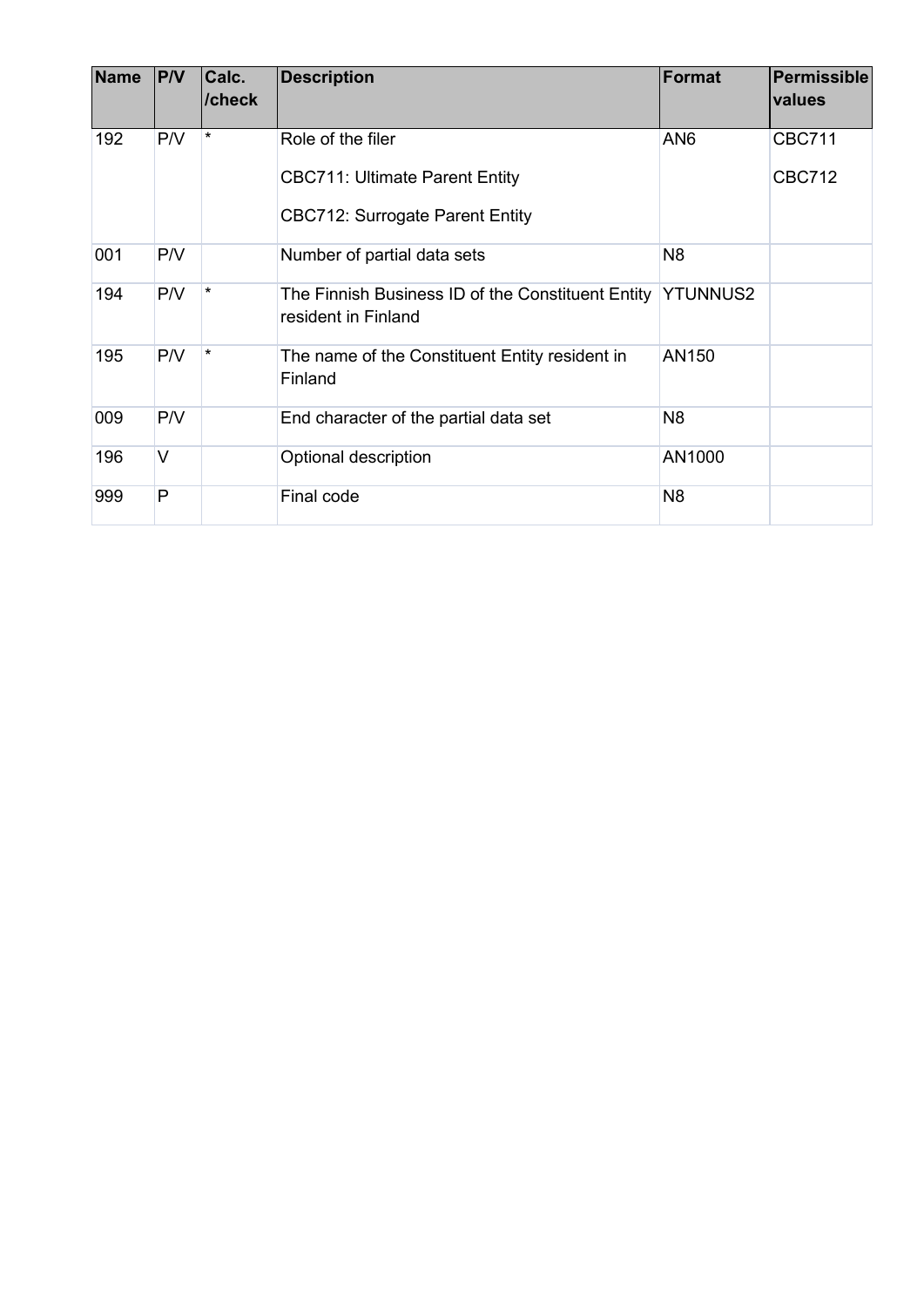| Name | P/V | Calc. /check | Description | Format | Permissible values |
|---|---|---|---|---|---|
| 192 | P/V | * | Role of the filer<br><br>CBC711: Ultimate Parent Entity<br><br>CBC712: Surrogate Parent Entity | AN6 | CBC711<br><br>CBC712 |
| 001 | P/V | | Number of partial data sets | N8 | |
| 194 | P/V | * | The Finnish Business ID of the Constituent Entity resident in Finland | YTUNNUS2 | |
| 195 | P/V | * | The name of the Constituent Entity resident in Finland | AN150 | |
| 009 | P/V | | End character of the partial data set | N8 | |
| 196 | V | | Optional description | AN1000 | |
| 999 | P | | Final code | N8 | |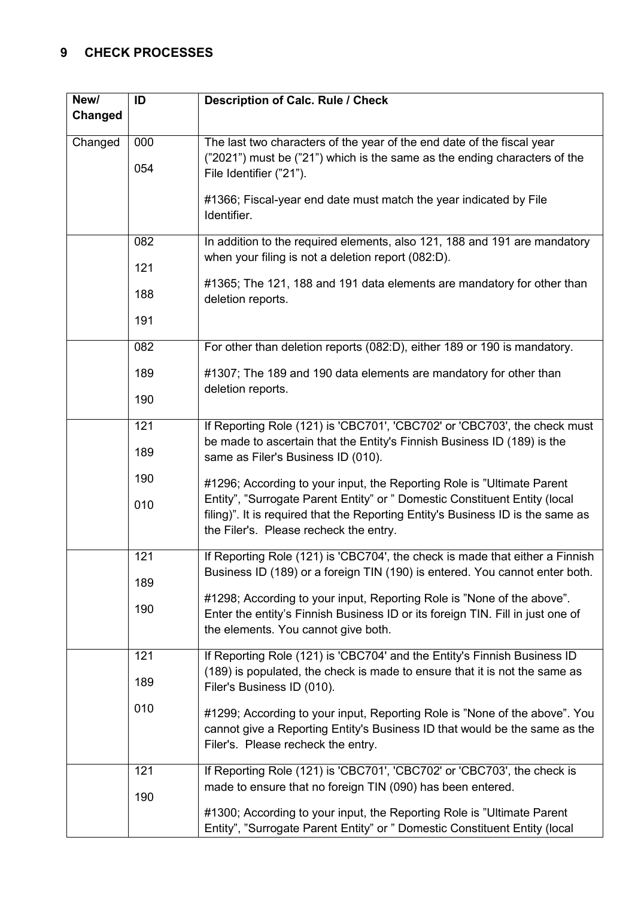## 9 CHECK PROCESSES

| New/ Changed | ID | Description of Calc. Rule / Check |
|---|---|---|
| Changed | 000<br>054 | The last two characters of the year of the end date of the fiscal year ("2021") must be ("21") which is the same as the ending characters of the File Identifier ("21").<br><br>#1366; Fiscal-year end date must match the year indicated by File Identifier. |
| | 082<br>121<br>188<br>191 | In addition to the required elements, also 121, 188 and 191 are mandatory when your filing is not a deletion report (082:D).<br><br>#1365; The 121, 188 and 191 data elements are mandatory for other than deletion reports. |
| | 082<br>189<br>190 | For other than deletion reports (082:D), either 189 or 190 is mandatory.<br><br>#1307; The 189 and 190 data elements are mandatory for other than deletion reports. |
| | 121<br>189<br>190<br>010 | If Reporting Role (121) is 'CBC701', 'CBC702' or 'CBC703', the check must be made to ascertain that the Entity's Finnish Business ID (189) is the same as Filer's Business ID (010).<br><br>#1296; According to your input, the Reporting Role is "Ultimate Parent Entity", "Surrogate Parent Entity" or " Domestic Constituent Entity (local filing)". It is required that the Reporting Entity's Business ID is the same as the Filer's. Please recheck the entry. |
| | 121<br>189<br>190 | If Reporting Role (121) is 'CBC704', the check is made that either a Finnish Business ID (189) or a foreign TIN (190) is entered. You cannot enter both.<br><br>#1298; According to your input, Reporting Role is "None of the above". Enter the entity's Finnish Business ID or its foreign TIN. Fill in just one of the elements. You cannot give both. |
| | 121<br>189<br>010 | If Reporting Role (121) is 'CBC704' and the Entity's Finnish Business ID (189) is populated, the check is made to ensure that it is not the same as Filer's Business ID (010).<br><br>#1299; According to your input, Reporting Role is "None of the above". You cannot give a Reporting Entity's Business ID that would be the same as the Filer's. Please recheck the entry. |
| | 121<br>190 | If Reporting Role (121) is 'CBC701', 'CBC702' or 'CBC703', the check is made to ensure that no foreign TIN (090) has been entered.<br><br>#1300; According to your input, the Reporting Role is "Ultimate Parent Entity", "Surrogate Parent Entity" or " Domestic Constituent Entity (local |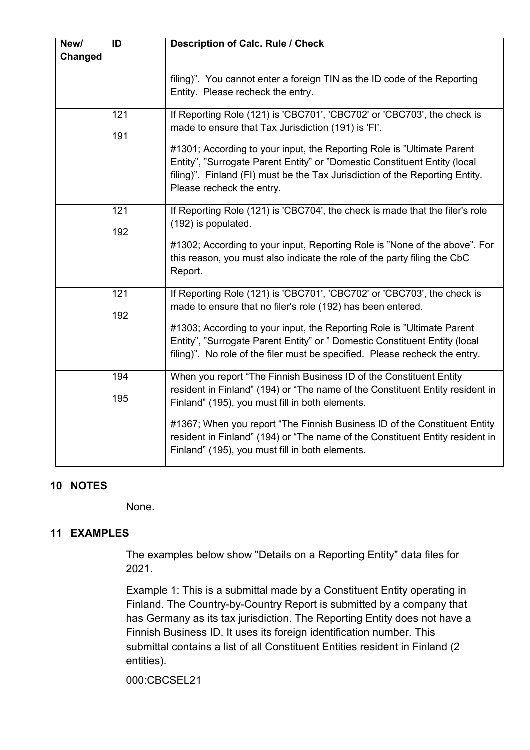| New/ Changed | ID | Description of Calc. Rule / Check |
| --- | --- | --- |
| | | filing)". You cannot enter a foreign TIN as the ID code of the Reporting Entity. Please recheck the entry. |
| | 121<br>191 | If Reporting Role (121) is 'CBC701', 'CBC702' or 'CBC703', the check is made to ensure that Tax Jurisdiction (191) is 'FI'.<br>#1301; According to your input, the Reporting Role is "Ultimate Parent Entity", "Surrogate Parent Entity" or "Domestic Constituent Entity (local filing)". Finland (FI) must be the Tax Jurisdiction of the Reporting Entity. Please recheck the entry. |
| | 121<br>192 | If Reporting Role (121) is 'CBC704', the check is made that the filer's role (192) is populated.<br>#1302; According to your input, Reporting Role is "None of the above". For this reason, you must also indicate the role of the party filing the CbC Report. |
| | 121<br>192 | If Reporting Role (121) is 'CBC701', 'CBC702' or 'CBC703', the check is made to ensure that no filer's role (192) has been entered.<br>#1303; According to your input, the Reporting Role is "Ultimate Parent Entity", "Surrogate Parent Entity" or " Domestic Constituent Entity (local filing)". No role of the filer must be specified. Please recheck the entry. |
| | 194<br>195 | When you report "The Finnish Business ID of the Constituent Entity resident in Finland" (194) or "The name of the Constituent Entity resident in Finland" (195), you must fill in both elements.<br>#1367; When you report "The Finnish Business ID of the Constituent Entity resident in Finland" (194) or "The name of the Constituent Entity resident in Finland" (195), you must fill in both elements. |

## 10 NOTES

None.

## 11 EXAMPLES

The examples below show "Details on a Reporting Entity" data files for 2021.

Example 1: This is a submittal made by a Constituent Entity operating in Finland. The Country-by-Country Report is submitted by a company that has Germany as its tax jurisdiction. The Reporting Entity does not have a Finnish Business ID. It uses its foreign identification number. This submittal contains a list of all Constituent Entities resident in Finland (2 entities).

000:CBCSEL21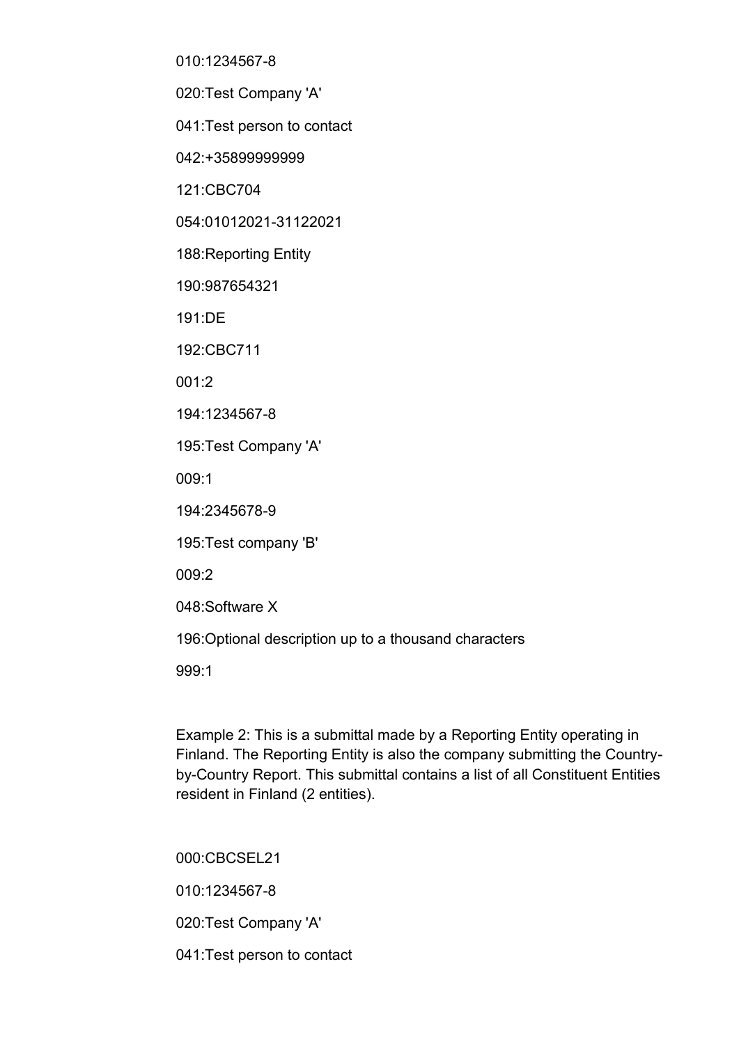010:1234567-8

020:Test Company 'A'

041:Test person to contact

042:+35899999999

121:CBC704

054:01012021-31122021

188:Reporting Entity

190:987654321

191:DE

192:CBC711

001:2

194:1234567-8

195:Test Company 'A'

009:1

194:2345678-9

195:Test company 'B'

009:2

048:Software X

196:Optional description up to a thousand characters

999:1

Example 2: This is a submittal made by a Reporting Entity operating in Finland. The Reporting Entity is also the company submitting the Country-by-Country Report. This submittal contains a list of all Constituent Entities resident in Finland (2 entities).

000:CBCSEL21

010:1234567-8

020:Test Company 'A'

041:Test person to contact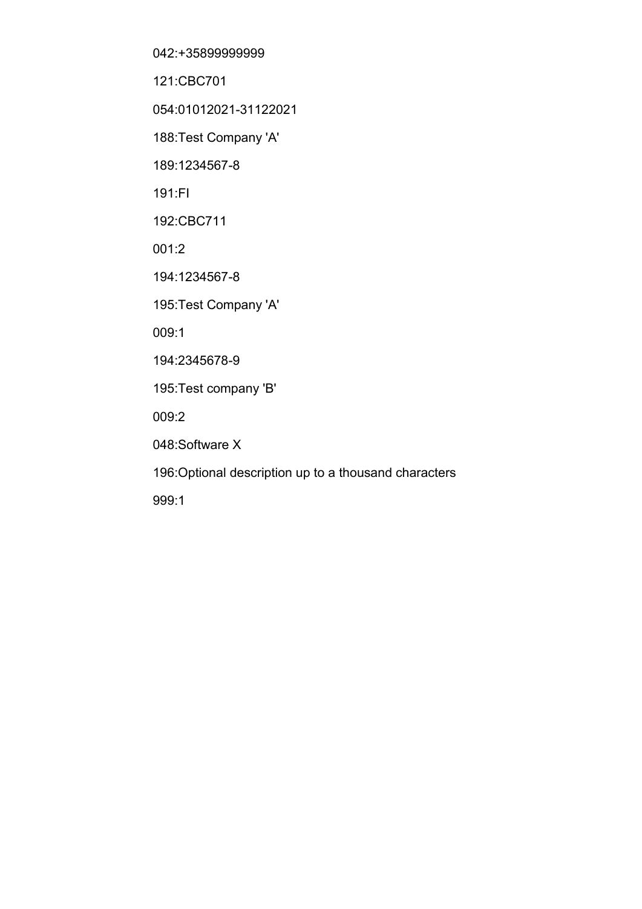042:+35899999999

121:CBC701

054:01012021-31122021

188:Test Company 'A'

189:1234567-8

191:FI

192:CBC711

001:2

194:1234567-8

195:Test Company 'A'

009:1

194:2345678-9

195:Test company 'B'

009:2

048:Software X

196:Optional description up to a thousand characters

999:1